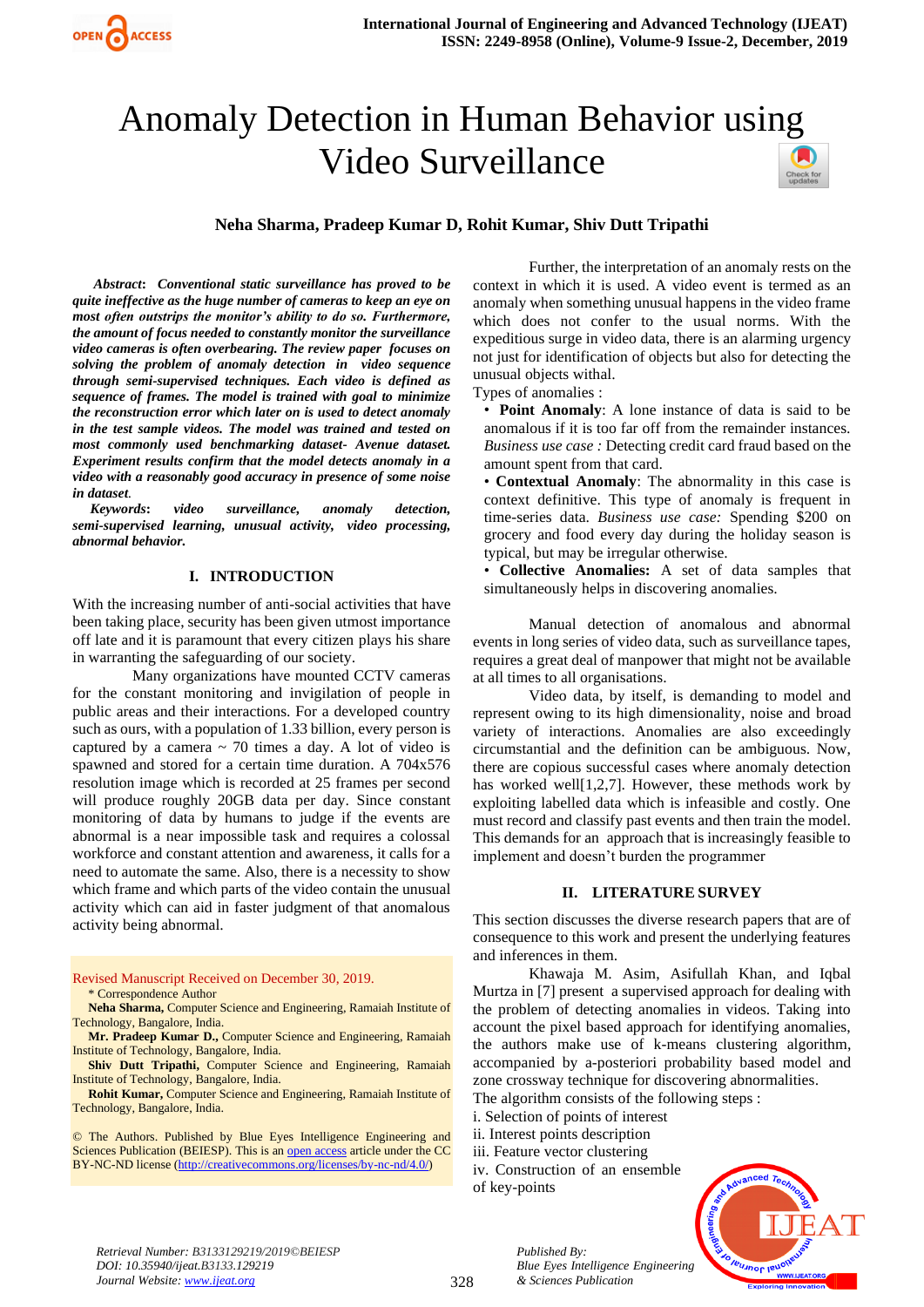# Anomaly Detection in Human Behavior using Video Surveillance

**Neha Sharma, Pradeep Kumar D, Rohit Kumar, Shiv Dutt Tripathi**

***Abstract*: *Conventional static surveillance has proved to be quite ineffective as the huge number of cameras to keep an eye on most often outstrips the monitor's ability to do so. Furthermore, the amount of focus needed to constantly monitor the surveillance video cameras is often overbearing. The review paper focuses on solving the problem of anomaly detection in video sequence through semi-supervised techniques. Each video is defined as sequence of frames. The model is trained with goal to minimize the reconstruction error which later on is used to detect anomaly in the test sample videos. The model was trained and tested on most commonly used benchmarking dataset- Avenue dataset. Experiment results confirm that the model detects anomaly in a video with a reasonably good accuracy in presence of some noise in dataset.***

***Keywords*: *video surveillance, anomaly detection, semi-supervised learning, unusual activity, video processing, abnormal behavior.***

## I. INTRODUCTION

With the increasing number of anti-social activities that have been taking place, security has been given utmost importance off late and it is paramount that every citizen plays his share in warranting the safeguarding of our society.

Many organizations have mounted CCTV cameras for the constant monitoring and invigilation of people in public areas and their interactions. For a developed country such as ours, with a population of 1.33 billion, every person is captured by a camera ~ 70 times a day. A lot of video is spawned and stored for a certain time duration. A 704x576 resolution image which is recorded at 25 frames per second will produce roughly 20GB data per day. Since constant monitoring of data by humans to judge if the events are abnormal is a near impossible task and requires a colossal workforce and constant attention and awareness, it calls for a need to automate the same. Also, there is a necessity to show which frame and which parts of the video contain the unusual activity which can aid in faster judgment of that anomalous activity being abnormal.

Revised Manuscript Received on December 30, 2019.

\* Correspondence Author

**Neha Sharma,** Computer Science and Engineering, Ramaiah Institute of Technology, Bangalore, India.

**Mr. Pradeep Kumar D.,** Computer Science and Engineering, Ramaiah Institute of Technology, Bangalore, India.

**Shiv Dutt Tripathi,** Computer Science and Engineering, Ramaiah Institute of Technology, Bangalore, India.

**Rohit Kumar,** Computer Science and Engineering, Ramaiah Institute of Technology, Bangalore, India.

© The Authors. Published by Blue Eyes Intelligence Engineering and Sciences Publication (BEIESP). This is an open access article under the CC BY-NC-ND license (http://creativecommons.org/licenses/by-nc-nd/4.0/)

Further, the interpretation of an anomaly rests on the context in which it is used. A video event is termed as an anomaly when something unusual happens in the video frame which does not confer to the usual norms. With the expeditious surge in video data, there is an alarming urgency not just for identification of objects but also for detecting the unusual objects withal.

Types of anomalies :

- **Point Anomaly**: A lone instance of data is said to be anomalous if it is too far off from the remainder instances. *Business use case :* Detecting credit card fraud based on the amount spent from that card.
- **Contextual Anomaly**: The abnormality in this case is context definitive. This type of anomaly is frequent in time-series data. *Business use case:* Spending $200 on grocery and food every day during the holiday season is typical, but may be irregular otherwise.
- **Collective Anomalies:** A set of data samples that simultaneously helps in discovering anomalies.

Manual detection of anomalous and abnormal events in long series of video data, such as surveillance tapes, requires a great deal of manpower that might not be available at all times to all organisations.

Video data, by itself, is demanding to model and represent owing to its high dimensionality, noise and broad variety of interactions. Anomalies are also exceedingly circumstantial and the definition can be ambiguous. Now, there are copious successful cases where anomaly detection has worked well[1,2,7]. However, these methods work by exploiting labelled data which is infeasible and costly. One must record and classify past events and then train the model. This demands for an approach that is increasingly feasible to implement and doesn't burden the programmer

## II. LITERATURE SURVEY

This section discusses the diverse research papers that are of consequence to this work and present the underlying features and inferences in them.

Khawaja M. Asim, Asifullah Khan, and Iqbal Murtza in [7] present a supervised approach for dealing with the problem of detecting anomalies in videos. Taking into account the pixel based approach for identifying anomalies, the authors make use of k-means clustering algorithm, accompanied by a-posteriori probability based model and zone crossway technique for discovering abnormalities.

The algorithm consists of the following steps :

i. Selection of points of interest
ii. Interest points description
iii. Feature vector clustering
iv. Construction of an ensemble of key-points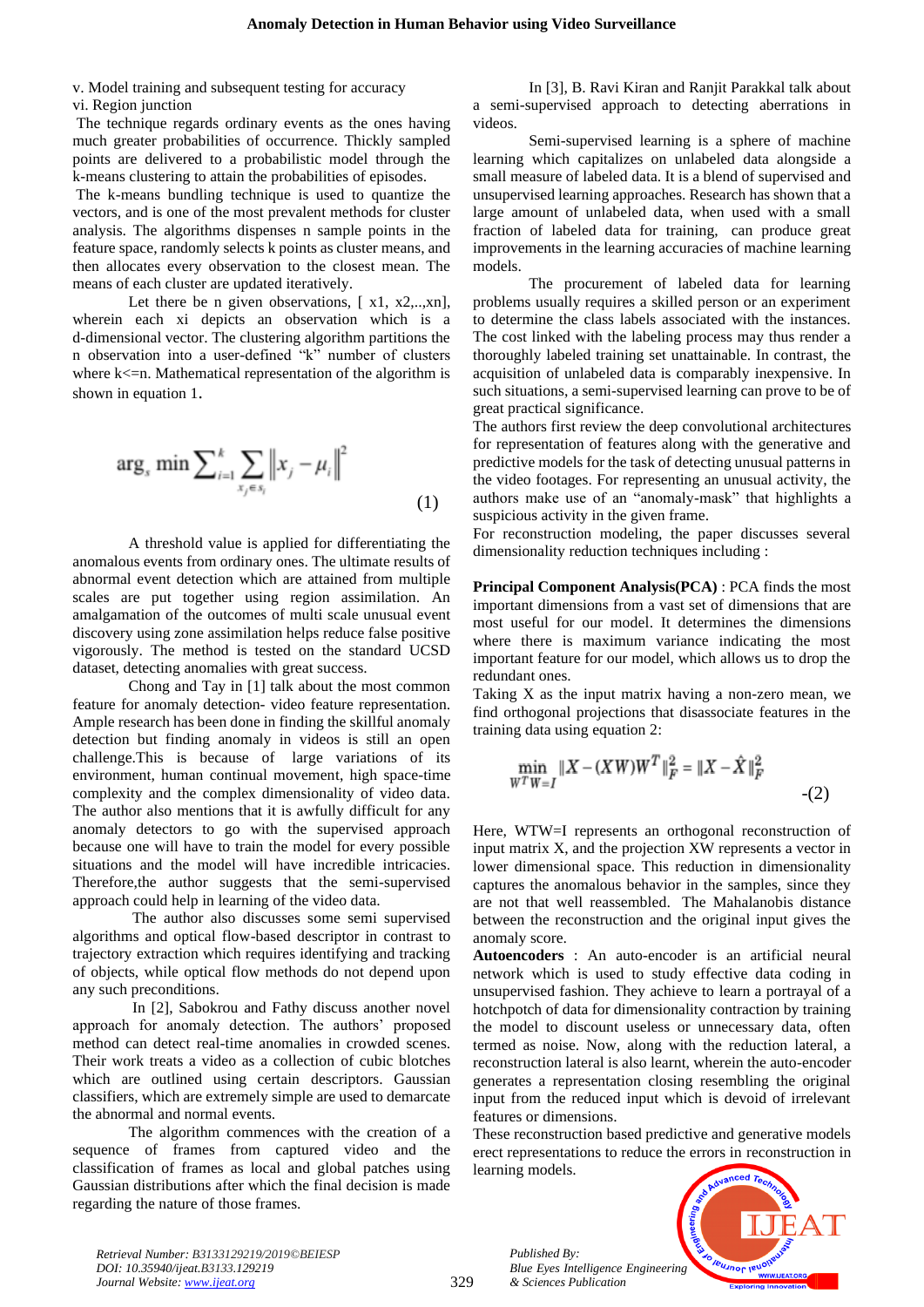v. Model training and subsequent testing for accuracy
vi. Region junction

The technique regards ordinary events as the ones having much greater probabilities of occurrence. Thickly sampled points are delivered to a probabilistic model through the k-means clustering to attain the probabilities of episodes.

The k-means bundling technique is used to quantize the vectors, and is one of the most prevalent methods for cluster analysis. The algorithms dispenses n sample points in the feature space, randomly selects k points as cluster means, and then allocates every observation to the closest mean. The means of each cluster are updated iteratively.

Let there be n given observations, [ x1, x2,..,xn], wherein each xi depicts an observation which is a d-dimensional vector. The clustering algorithm partitions the n observation into a user-defined "k" number of clusters where k<=n. Mathematical representation of the algorithm is shown in equation 1.

$$\arg_s \min \sum_{i=1}^{k} \sum_{x_j \in s_i} \left\| x_j - \mu_i \right\|^2 \tag{1}$$

A threshold value is applied for differentiating the anomalous events from ordinary ones. The ultimate results of abnormal event detection which are attained from multiple scales are put together using region assimilation. An amalgamation of the outcomes of multi scale unusual event discovery using zone assimilation helps reduce false positive vigorously. The method is tested on the standard UCSD dataset, detecting anomalies with great success.

Chong and Tay in [1] talk about the most common feature for anomaly detection- video feature representation. Ample research has been done in finding the skillful anomaly detection but finding anomaly in videos is still an open challenge.This is because of large variations of its environment, human continual movement, high space-time complexity and the complex dimensionality of video data. The author also mentions that it is awfully difficult for any anomaly detectors to go with the supervised approach because one will have to train the model for every possible situations and the model will have incredible intricacies. Therefore,the author suggests that the semi-supervised approach could help in learning of the video data.

The author also discusses some semi supervised algorithms and optical flow-based descriptor in contrast to trajectory extraction which requires identifying and tracking of objects, while optical flow methods do not depend upon any such preconditions.

In [2], Sabokrou and Fathy discuss another novel approach for anomaly detection. The authors' proposed method can detect real-time anomalies in crowded scenes. Their work treats a video as a collection of cubic blotches which are outlined using certain descriptors. Gaussian classifiers, which are extremely simple are used to demarcate the abnormal and normal events.

The algorithm commences with the creation of a sequence of frames from captured video and the classification of frames as local and global patches using Gaussian distributions after which the final decision is made regarding the nature of those frames.

In [3], B. Ravi Kiran and Ranjit Parakkal talk about a semi-supervised approach to detecting aberrations in videos.

Semi-supervised learning is a sphere of machine learning which capitalizes on unlabeled data alongside a small measure of labeled data. It is a blend of supervised and unsupervised learning approaches. Research has shown that a large amount of unlabeled data, when used with a small fraction of labeled data for training, can produce great improvements in the learning accuracies of machine learning models.

The procurement of labeled data for learning problems usually requires a skilled person or an experiment to determine the class labels associated with the instances. The cost linked with the labeling process may thus render a thoroughly labeled training set unattainable. In contrast, the acquisition of unlabeled data is comparably inexpensive. In such situations, a semi-supervised learning can prove to be of great practical significance.

The authors first review the deep convolutional architectures for representation of features along with the generative and predictive models for the task of detecting unusual patterns in the video footages. For representing an unusual activity, the authors make use of an "anomaly-mask" that highlights a suspicious activity in the given frame.

For reconstruction modeling, the paper discusses several dimensionality reduction techniques including :

**Principal Component Analysis(PCA)** : PCA finds the most important dimensions from a vast set of dimensions that are most useful for our model. It determines the dimensions where there is maximum variance indicating the most important feature for our model, which allows us to drop the redundant ones.

Taking X as the input matrix having a non-zero mean, we find orthogonal projections that disassociate features in the training data using equation 2:

$$\min_{W^T W = I} \|X - (XW)W^T\|_F^2 = \|X - \hat{X}\|_F^2 \tag{2}$$

Here, WTW=I represents an orthogonal reconstruction of input matrix X, and the projection XW represents a vector in lower dimensional space. This reduction in dimensionality captures the anomalous behavior in the samples, since they are not that well reassembled. The Mahalanobis distance between the reconstruction and the original input gives the anomaly score.

**Autoencoders** : An auto-encoder is an artificial neural network which is used to study effective data coding in unsupervised fashion. They achieve to learn a portrayal of a hotchpotch of data for dimensionality contraction by training the model to discount useless or unnecessary data, often termed as noise. Now, along with the reduction lateral, a reconstruction lateral is also learnt, wherein the auto-encoder generates a representation closing resembling the original input from the reduced input which is devoid of irrelevant features or dimensions.

These reconstruction based predictive and generative models erect representations to reduce the errors in reconstruction in learning models.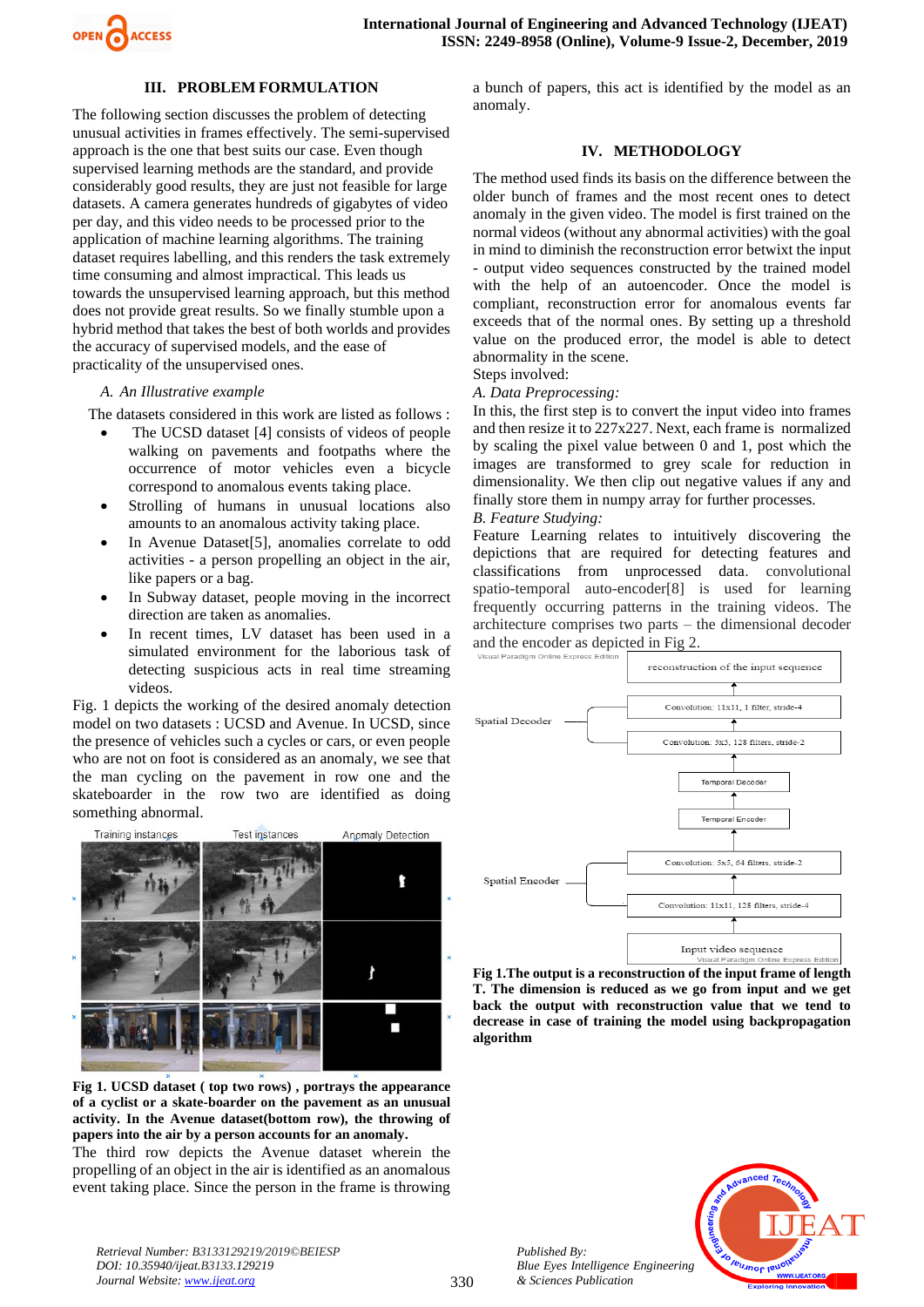## III. PROBLEM FORMULATION

The following section discusses the problem of detecting unusual activities in frames effectively. The semi-supervised approach is the one that best suits our case. Even though supervised learning methods are the standard, and provide considerably good results, they are just not feasible for large datasets. A camera generates hundreds of gigabytes of video per day, and this video needs to be processed prior to the application of machine learning algorithms. The training dataset requires labelling, and this renders the task extremely time consuming and almost impractical. This leads us towards the unsupervised learning approach, but this method does not provide great results. So we finally stumble upon a hybrid method that takes the best of both worlds and provides the accuracy of supervised models, and the ease of practicality of the unsupervised ones.

### *A. An Illustrative example*

The datasets considered in this work are listed as follows :

- The UCSD dataset [4] consists of videos of people walking on pavements and footpaths where the occurrence of motor vehicles even a bicycle correspond to anomalous events taking place.
- Strolling of humans in unusual locations also amounts to an anomalous activity taking place.
- In Avenue Dataset[5], anomalies correlate to odd activities - a person propelling an object in the air, like papers or a bag.
- In Subway dataset, people moving in the incorrect direction are taken as anomalies.
- In recent times, LV dataset has been used in a simulated environment for the laborious task of detecting suspicious acts in real time streaming videos.

Fig. 1 depicts the working of the desired anomaly detection model on two datasets : UCSD and Avenue. In UCSD, since the presence of vehicles such a cycles or cars, or even people who are not on foot is considered as an anomaly, we see that the man cycling on the pavement in row one and the skateboarder in the row two are identified as doing something abnormal.

**Fig 1. UCSD dataset ( top two rows) , portrays the appearance of a cyclist or a skate-boarder on the pavement as an unusual activity. In the Avenue dataset(bottom row), the throwing of papers into the air by a person accounts for an anomaly.**

The third row depicts the Avenue dataset wherein the propelling of an object in the air is identified as an anomalous event taking place. Since the person in the frame is throwing a bunch of papers, this act is identified by the model as an anomaly.

## IV. METHODOLOGY

The method used finds its basis on the difference between the older bunch of frames and the most recent ones to detect anomaly in the given video. The model is first trained on the normal videos (without any abnormal activities) with the goal in mind to diminish the reconstruction error betwixt the input - output video sequences constructed by the trained model with the help of an autoencoder. Once the model is compliant, reconstruction error for anomalous events far exceeds that of the normal ones. By setting up a threshold value on the produced error, the model is able to detect abnormality in the scene.

Steps involved:

### *A. Data Preprocessing:*

In this, the first step is to convert the input video into frames and then resize it to 227x227. Next, each frame is normalized by scaling the pixel value between 0 and 1, post which the images are transformed to grey scale for reduction in dimensionality. We then clip out negative values if any and finally store them in numpy array for further processes.

### *B. Feature Studying:*

Feature Learning relates to intuitively discovering the depictions that are required for detecting features and classifications from unprocessed data. convolutional spatio-temporal auto-encoder[8] is used for learning frequently occurring patterns in the training videos. The architecture comprises two parts – the dimensional decoder and the encoder as depicted in Fig 2.

**Fig 1.The output is a reconstruction of the input frame of length T. The dimension is reduced as we go from input and we get back the output with reconstruction value that we tend to decrease in case of training the model using backpropagation algorithm**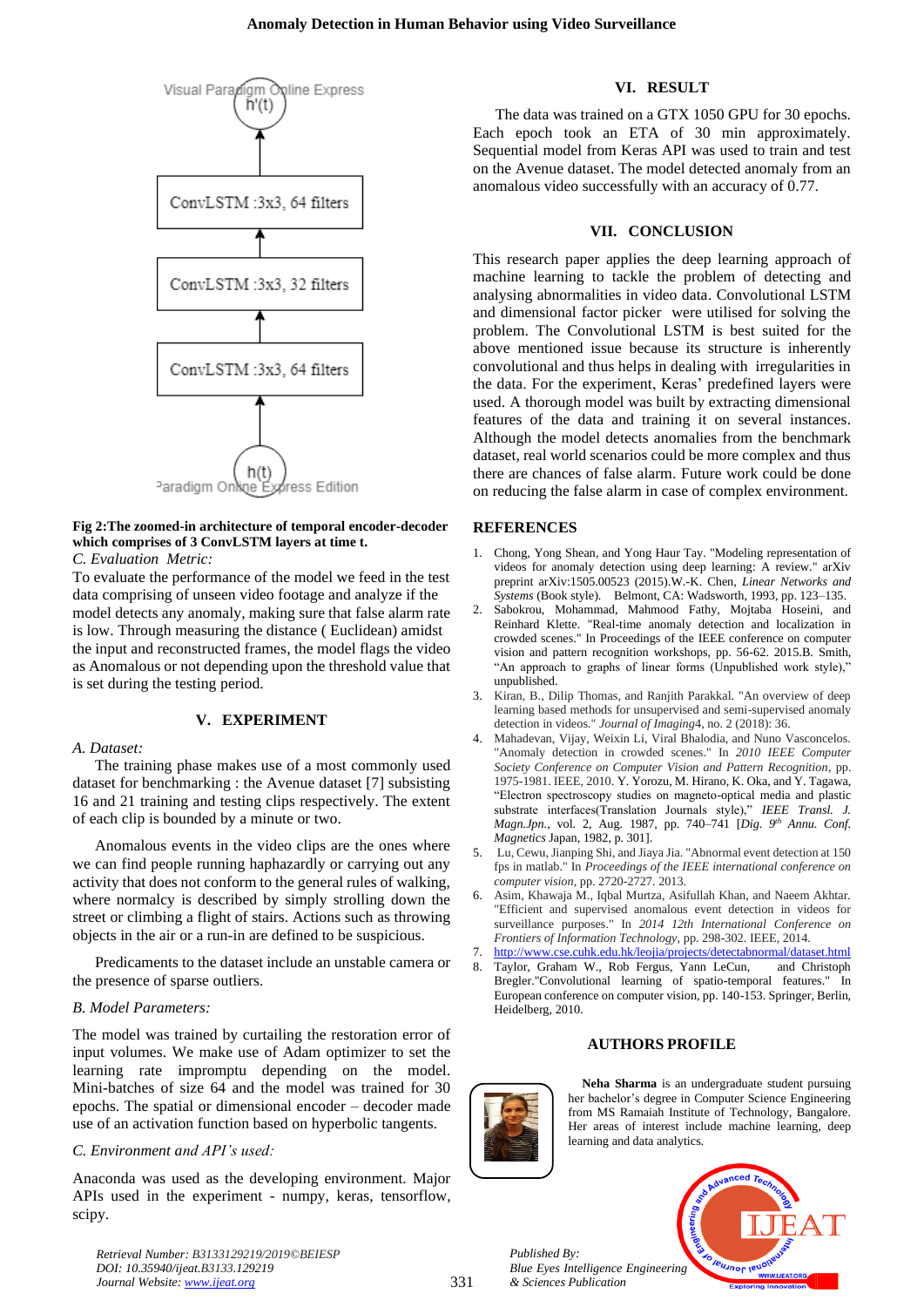Fig 2:The zoomed-in architecture of temporal encoder-decoder which comprises of 3 ConvLSTM layers at time t.

*C. Evaluation Metric:*

To evaluate the performance of the model we feed in the test data comprising of unseen video footage and analyze if the model detects any anomaly, making sure that false alarm rate is low. Through measuring the distance ( Euclidean) amidst the input and reconstructed frames, the model flags the video as Anomalous or not depending upon the threshold value that is set during the testing period.

## V. EXPERIMENT

*A. Dataset:*

The training phase makes use of a most commonly used dataset for benchmarking : the Avenue dataset [7] subsisting 16 and 21 training and testing clips respectively. The extent of each clip is bounded by a minute or two.

Anomalous events in the video clips are the ones where we can find people running haphazardly or carrying out any activity that does not conform to the general rules of walking, where normalcy is described by simply strolling down the street or climbing a flight of stairs. Actions such as throwing objects in the air or a run-in are defined to be suspicious.

Predicaments to the dataset include an unstable camera or the presence of sparse outliers.

*B. Model Parameters:*

The model was trained by curtailing the restoration error of input volumes. We make use of Adam optimizer to set the learning rate impromptu depending on the model. Mini-batches of size 64 and the model was trained for 30 epochs. The spatial or dimensional encoder – decoder made use of an activation function based on hyperbolic tangents.

*C. Environment and API's used:*

Anaconda was used as the developing environment. Major APIs used in the experiment - numpy, keras, tensorflow, scipy.

## VI. RESULT

The data was trained on a GTX 1050 GPU for 30 epochs. Each epoch took an ETA of 30 min approximately. Sequential model from Keras API was used to train and test on the Avenue dataset. The model detected anomaly from an anomalous video successfully with an accuracy of 0.77.

## VII. CONCLUSION

This research paper applies the deep learning approach of machine learning to tackle the problem of detecting and analysing abnormalities in video data. Convolutional LSTM and dimensional factor picker were utilised for solving the problem. The Convolutional LSTM is best suited for the above mentioned issue because its structure is inherently convolutional and thus helps in dealing with irregularities in the data. For the experiment, Keras' predefined layers were used. A thorough model was built by extracting dimensional features of the data and training it on several instances. Although the model detects anomalies from the benchmark dataset, real world scenarios could be more complex and thus there are chances of false alarm. Future work could be done on reducing the false alarm in case of complex environment.

## REFERENCES

1. Chong, Yong Shean, and Yong Haur Tay. "Modeling representation of videos for anomaly detection using deep learning: A review." arXiv preprint arXiv:1505.00523 (2015).W.-K. Chen, *Linear Networks and Systems* (Book style). Belmont, CA: Wadsworth, 1993, pp. 123–135.
2. Sabokrou, Mohammad, Mahmood Fathy, Mojtaba Hoseini, and Reinhard Klette. "Real-time anomaly detection and localization in crowded scenes." In Proceedings of the IEEE conference on computer vision and pattern recognition workshops, pp. 56-62. 2015.B. Smith, "An approach to graphs of linear forms (Unpublished work style)," unpublished.
3. Kiran, B., Dilip Thomas, and Ranjith Parakkal. "An overview of deep learning based methods for unsupervised and semi-supervised anomaly detection in videos." *Journal of Imaging*4, no. 2 (2018): 36.
4. Mahadevan, Vijay, Weixin Li, Viral Bhalodia, and Nuno Vasconcelos. "Anomaly detection in crowded scenes." In *2010 IEEE Computer Society Conference on Computer Vision and Pattern Recognition*, pp. 1975-1981. IEEE, 2010. Y. Yorozu, M. Hirano, K. Oka, and Y. Tagawa, "Electron spectroscopy studies on magneto-optical media and plastic substrate interfaces(Translation Journals style)," *IEEE Transl. J. Magn.Jpn.*, vol. 2, Aug. 1987, pp. 740–741 [*Dig. 9th Annu. Conf. Magnetics* Japan, 1982, p. 301].
5. Lu, Cewu, Jianping Shi, and Jiaya Jia. "Abnormal event detection at 150 fps in matlab." In *Proceedings of the IEEE international conference on computer vision*, pp. 2720-2727. 2013.
6. Asim, Khawaja M., Iqbal Murtza, Asifullah Khan, and Naeem Akhtar. "Efficient and supervised anomalous event detection in videos for surveillance purposes." In *2014 12th International Conference on Frontiers of Information Technology*, pp. 298-302. IEEE, 2014.
7. http://www.cse.cuhk.edu.hk/leojia/projects/detectabnormal/dataset.html
8. Taylor, Graham W., Rob Fergus, Yann LeCun, and Christoph Bregler."Convolutional learning of spatio-temporal features." In European conference on computer vision, pp. 140-153. Springer, Berlin, Heidelberg, 2010.

## AUTHORS PROFILE

**Neha Sharma** is an undergraduate student pursuing her bachelor's degree in Computer Science Engineering from MS Ramaiah Institute of Technology, Bangalore. Her areas of interest include machine learning, deep learning and data analytics.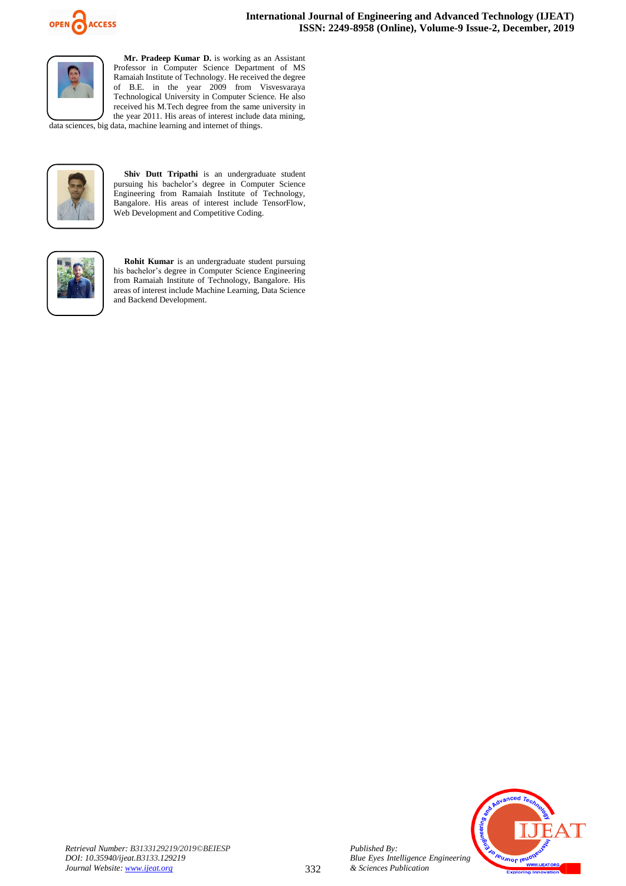**Mr. Pradeep Kumar D.** is working as an Assistant Professor in Computer Science Department of MS Ramaiah Institute of Technology. He received the degree of B.E. in the year 2009 from Visvesvaraya Technological University in Computer Science. He also received his M.Tech degree from the same university in the year 2011. His areas of interest include data mining, data sciences, big data, machine learning and internet of things.

**Shiv Dutt Tripathi** is an undergraduate student pursuing his bachelor's degree in Computer Science Engineering from Ramaiah Institute of Technology, Bangalore. His areas of interest include TensorFlow, Web Development and Competitive Coding.

**Rohit Kumar** is an undergraduate student pursuing his bachelor's degree in Computer Science Engineering from Ramaiah Institute of Technology, Bangalore. His areas of interest include Machine Learning, Data Science and Backend Development.